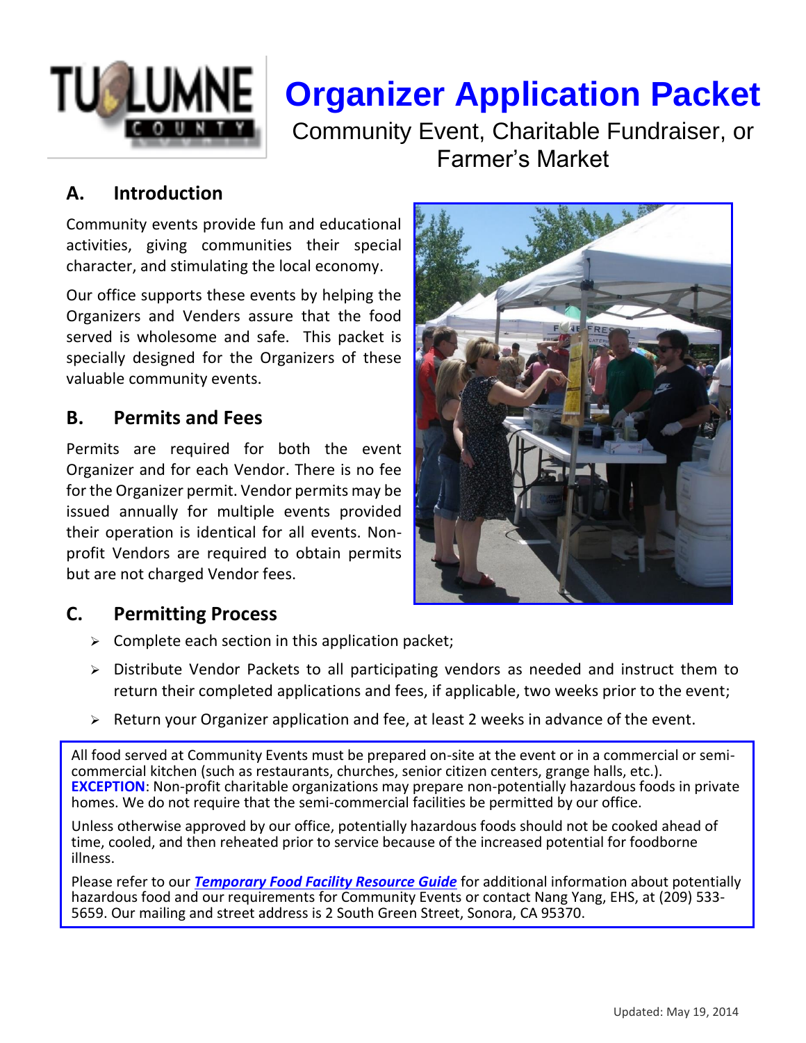# Organizer Application Packet

Community Event, Charitable Fundraiser, or Farmer's Market

## A. Introduction

Community events provide fun and educational activities, giving communities their special character, and stimulating the local economy.

Our office supports these events by helping the Organizers and Venders assure that the food served is wholesome and safe. This packet is specially designed for the Organizers of these valuable community events.

## B. Permits and Fees

Permits are required for both the event Organizer and for each Vendor. There is no fee for the Organizer permit. Vendor permits may be issued annually for multiple events provided their operation is identical for all events. Non-profit Vendors are required to obtain permits but are not charged Vendor fees.

## C. Permitting Process

- Complete each section in this application packet;
- Distribute Vendor Packets to all participating vendors as needed and instruct them to return their completed applications and fees, if applicable, two weeks prior to the event;
- Return your Organizer application and fee, at least 2 weeks in advance of the event.

All food served at Community Events must be prepared on-site at the event or in a commercial or semi-commercial kitchen (such as restaurants, churches, senior citizen centers, grange halls, etc.). **EXCEPTION**: Non-profit charitable organizations may prepare non-potentially hazardous foods in private homes. We do not require that the semi-commercial facilities be permitted by our office.

Unless otherwise approved by our office, potentially hazardous foods should not be cooked ahead of time, cooled, and then reheated prior to service because of the increased potential for foodborne illness.

Please refer to our ***Temporary Food Facility Resource Guide*** for additional information about potentially hazardous food and our requirements for Community Events or contact Nang Yang, EHS, at (209) 533-5659. Our mailing and street address is 2 South Green Street, Sonora, CA 95370.

Updated: May 19, 2014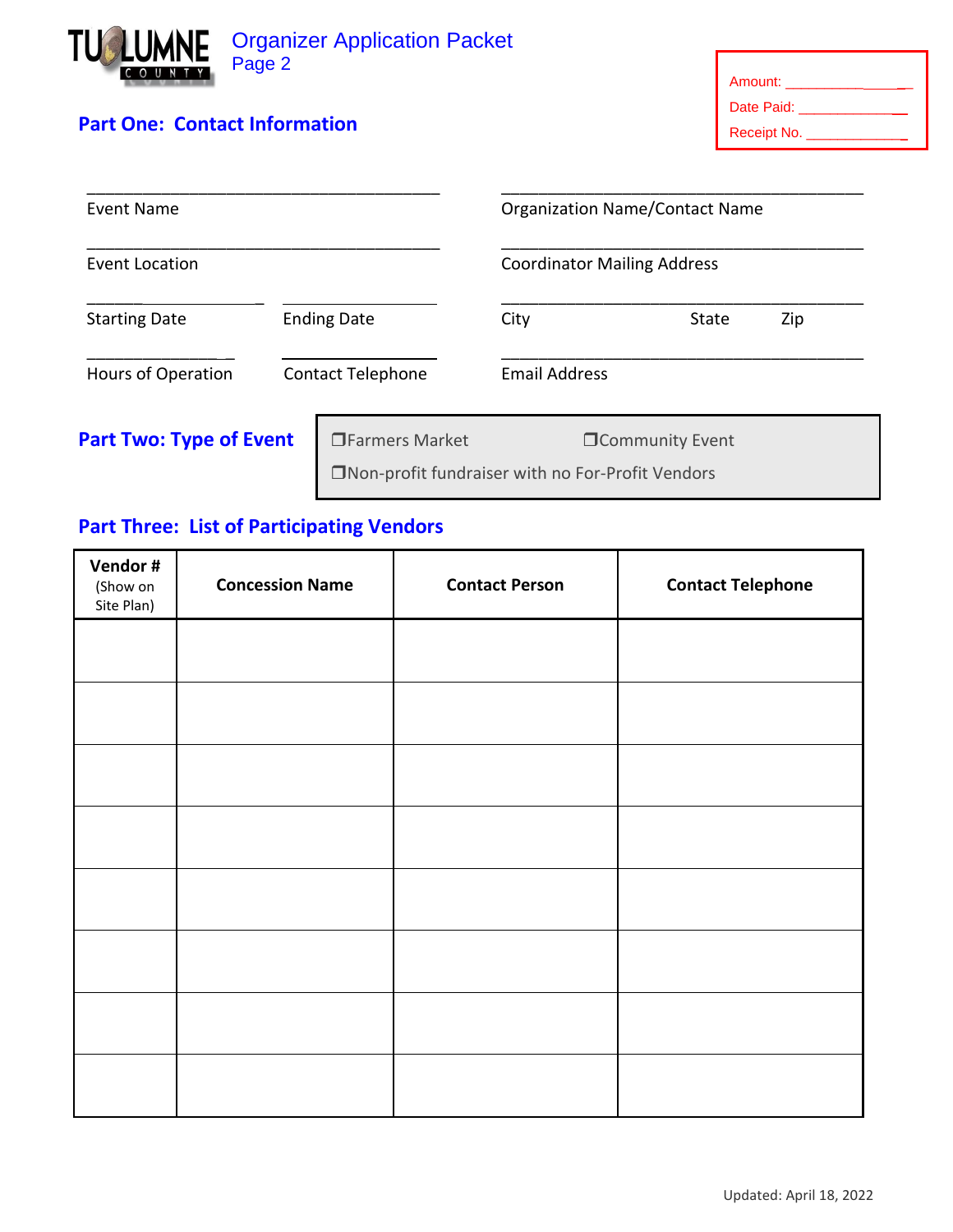# Organizer Application Packet
Page 2

Amount: ______________
Date Paid: ______________
Receipt No. ______________

## Part One: Contact Information

______________________________
Event Name

______________________________
Organization Name/Contact Name

______________________________
Event Location

______________________________
Coordinator Mailing Address

______________ ______________
Starting Date Ending Date

______________________________
City State Zip

______________ ______________
Hours of Operation Contact Telephone

______________________________
Email Address

## Part Two: Type of Event

❐Farmers Market ❐Community Event

❐Non-profit fundraiser with no For-Profit Vendors

## Part Three: List of Participating Vendors

| **Vendor #** (Show on Site Plan) | **Concession Name** | **Contact Person** | **Contact Telephone** |
|---|---|---|---|
| | | | |
| | | | |
| | | | |
| | | | |
| | | | |
| | | | |
| | | | |
| | | | |

Updated: April 18, 2022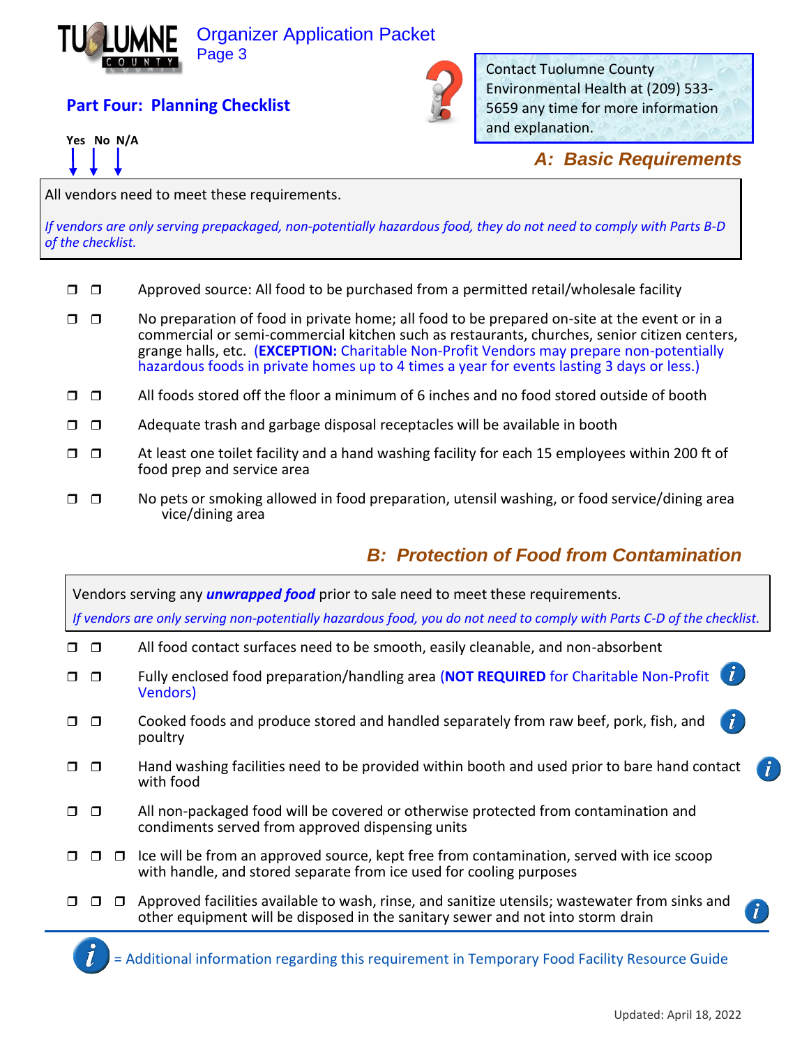Organizer Application Packet
Page 3

## Part Four: Planning Checklist

Contact Tuolumne County Environmental Health at (209) 533-5659 any time for more information and explanation.

Yes No N/A

### A: Basic Requirements

All vendors need to meet these requirements.

*If vendors are only serving prepackaged, non-potentially hazardous food, they do not need to comply with Parts B-D of the checklist.*

- ❐ ❐ Approved source: All food to be purchased from a permitted retail/wholesale facility
- ❐ ❐ No preparation of food in private home; all food to be prepared on-site at the event or in a commercial or semi-commercial kitchen such as restaurants, churches, senior citizen centers, grange halls, etc. (**EXCEPTION:** Charitable Non-Profit Vendors may prepare non-potentially hazardous foods in private homes up to 4 times a year for events lasting 3 days or less.)
- ❐ ❐ All foods stored off the floor a minimum of 6 inches and no food stored outside of booth
- ❐ ❐ Adequate trash and garbage disposal receptacles will be available in booth
- ❐ ❐ At least one toilet facility and a hand washing facility for each 15 employees within 200 ft of food prep and service area
- ❐ ❐ No pets or smoking allowed in food preparation, utensil washing, or food service/dining area vice/dining area

### B: Protection of Food from Contamination

Vendors serving any ***unwrapped food*** prior to sale need to meet these requirements.

*If vendors are only serving non-potentially hazardous food, you do not need to comply with Parts C-D of the checklist.*

- ❐ ❐ All food contact surfaces need to be smooth, easily cleanable, and non-absorbent
- ❐ ❐ Fully enclosed food preparation/handling area (**NOT REQUIRED** for Charitable Non-Profit Vendors) *i*
- ❐ ❐ Cooked foods and produce stored and handled separately from raw beef, pork, fish, and poultry *i*
- ❐ ❐ Hand washing facilities need to be provided within booth and used prior to bare hand contact with food *i*
- ❐ ❐ All non-packaged food will be covered or otherwise protected from contamination and condiments served from approved dispensing units
- ❐ ❐ ❐ Ice will be from an approved source, kept free from contamination, served with ice scoop with handle, and stored separate from ice used for cooling purposes
- ❐ ❐ ❐ Approved facilities available to wash, rinse, and sanitize utensils; wastewater from sinks and other equipment will be disposed in the sanitary sewer and not into storm drain *i*

*i* = Additional information regarding this requirement in Temporary Food Facility Resource Guide

Updated: April 18, 2022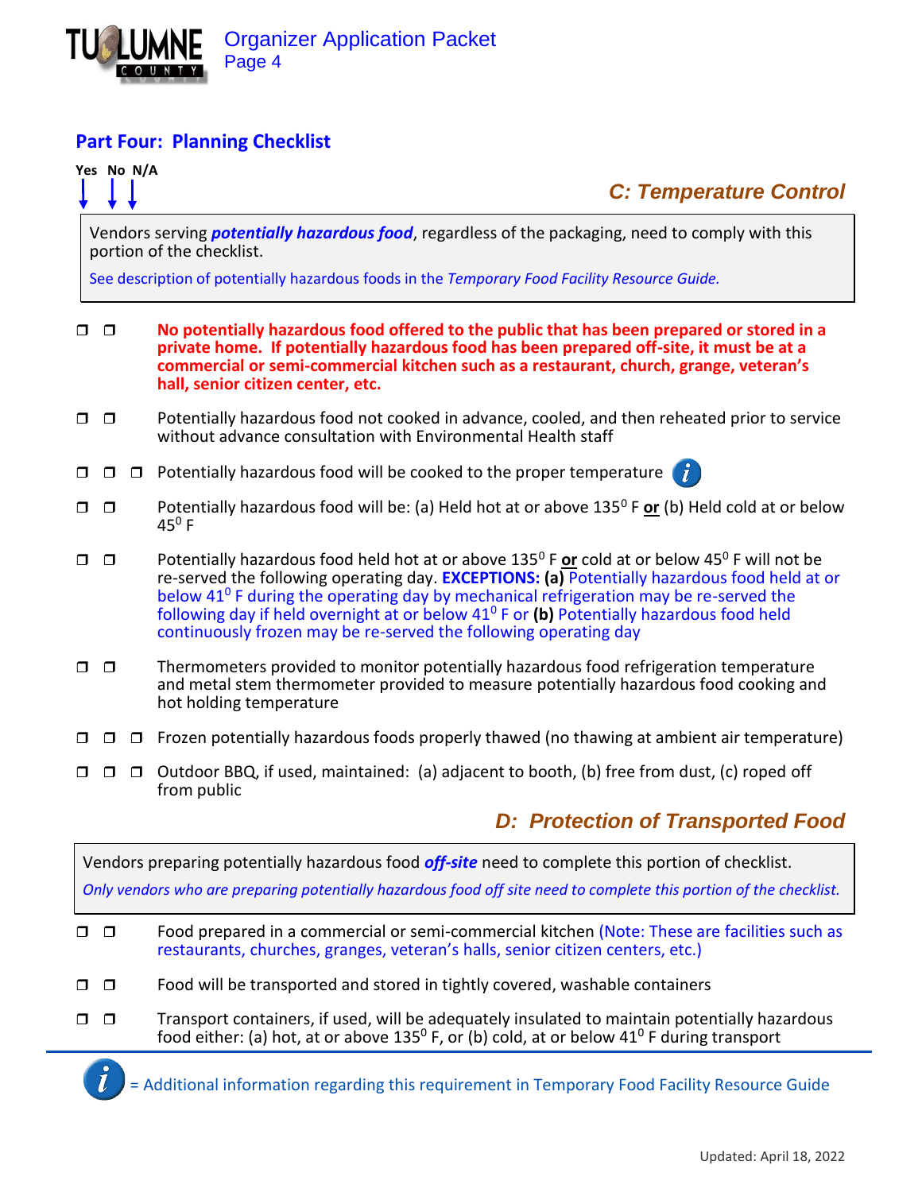## Part Four: Planning Checklist

Yes No N/A

### C: Temperature Control

Vendors serving ***potentially hazardous food***, regardless of the packaging, need to comply with this portion of the checklist.

See description of potentially hazardous foods in the *Temporary Food Facility Resource Guide.*

- ❐ ❐ **No potentially hazardous food offered to the public that has been prepared or stored in a private home. If potentially hazardous food has been prepared off-site, it must be at a commercial or semi-commercial kitchen such as a restaurant, church, grange, veteran's hall, senior citizen center, etc.**
- ❐ ❐ Potentially hazardous food not cooked in advance, cooled, and then reheated prior to service without advance consultation with Environmental Health staff
- ❐ ❐ ❐ Potentially hazardous food will be cooked to the proper temperature (i)
- ❐ ❐ Potentially hazardous food will be: (a) Held hot at or above $135^0$ F **or** (b) Held cold at or below $45^0$ F
- ❐ ❐ Potentially hazardous food held hot at or above $135^0$ F **or** cold at or below $45^0$ F will not be re-served the following operating day. **EXCEPTIONS: (a)** Potentially hazardous food held at or below $41^0$ F during the operating day by mechanical refrigeration may be re-served the following day if held overnight at or below $41^0$ F or **(b)** Potentially hazardous food held continuously frozen may be re-served the following operating day
- ❐ ❐ Thermometers provided to monitor potentially hazardous food refrigeration temperature and metal stem thermometer provided to measure potentially hazardous food cooking and hot holding temperature
- ❐ ❐ ❐ Frozen potentially hazardous foods properly thawed (no thawing at ambient air temperature)
- ❐ ❐ ❐ Outdoor BBQ, if used, maintained: (a) adjacent to booth, (b) free from dust, (c) roped off from public

### D: Protection of Transported Food

Vendors preparing potentially hazardous food ***off-site*** need to complete this portion of checklist.

*Only vendors who are preparing potentially hazardous food off site need to complete this portion of the checklist.*

- ❐ ❐ Food prepared in a commercial or semi-commercial kitchen (Note: These are facilities such as restaurants, churches, granges, veteran's halls, senior citizen centers, etc.)
- ❐ ❐ Food will be transported and stored in tightly covered, washable containers
- ❐ ❐ Transport containers, if used, will be adequately insulated to maintain potentially hazardous food either: (a) hot, at or above $135^0$ F, or (b) cold, at or below $41^0$ F during transport

(i) = Additional information regarding this requirement in Temporary Food Facility Resource Guide

Updated: April 18, 2022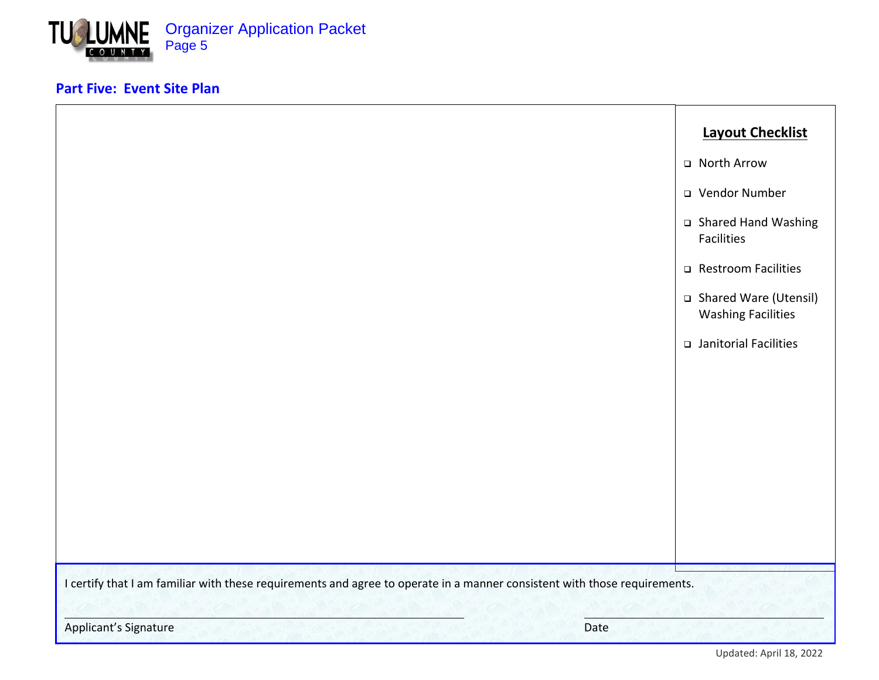## Part Five: Event Site Plan

### Layout Checklist

- ❑ North Arrow
- ❑ Vendor Number
- ❑ Shared Hand Washing Facilities
- ❑ Restroom Facilities
- ❑ Shared Ware (Utensil) Washing Facilities
- ❑ Janitorial Facilities

I certify that I am familiar with these requirements and agree to operate in a manner consistent with those requirements.

\_\_\_\_\_\_\_\_\_\_\_\_\_\_\_\_\_\_\_\_\_\_\_\_\_\_\_\_\_\_\_\_\_\_\_\_ \_\_\_\_\_\_\_\_\_\_\_\_\_\_\_\_\_\_\_\_

Applicant's Signature Date

Updated: April 18, 2022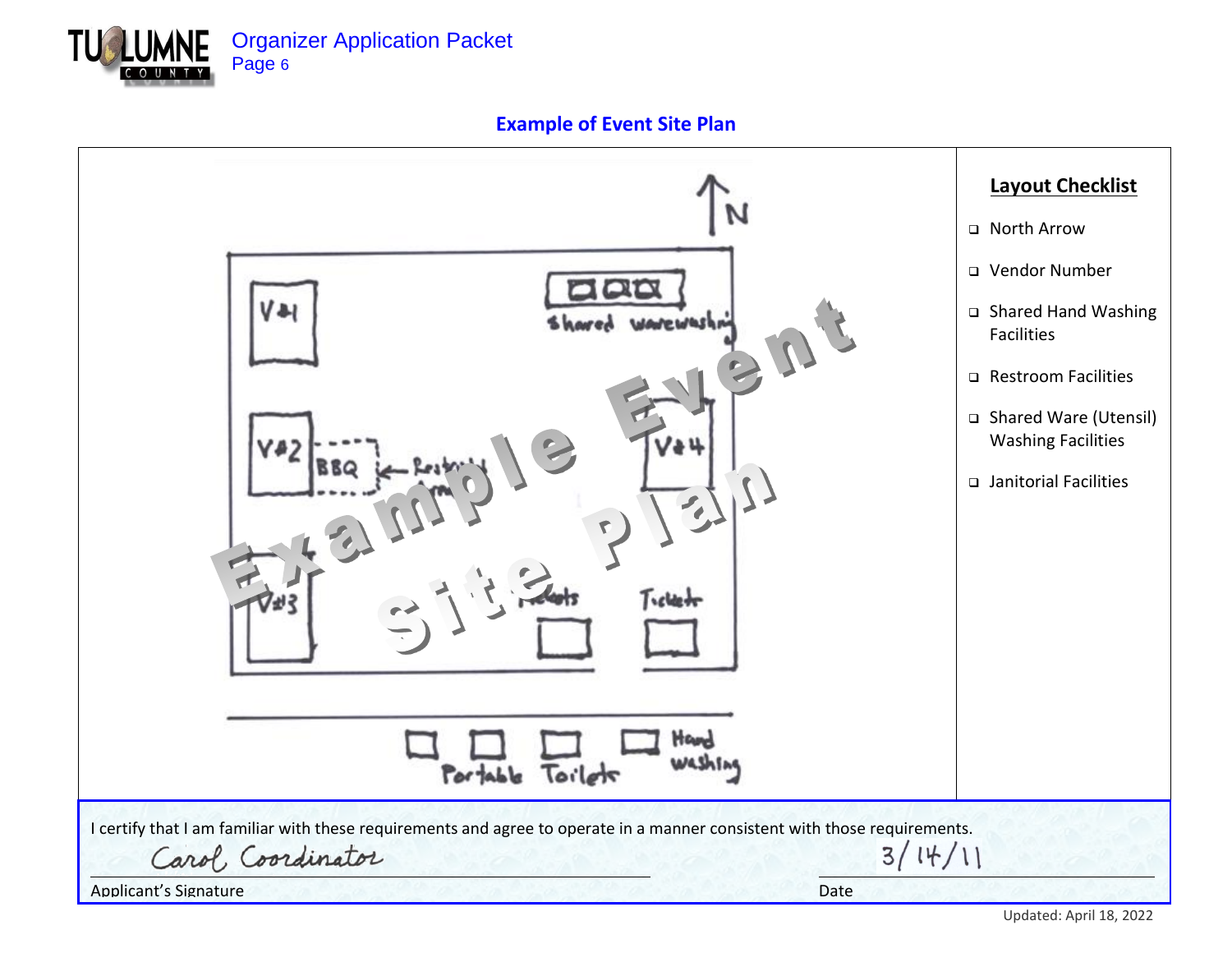## Example of Event Site Plan

N

V#1

Shared warewashing

V#2

BBQ

Restricted area

V#4

V#3

Tickets

Tickets

Portable Toilets

Hand washing

Example Event Site Plan

**Layout Checklist**

- North Arrow
- Vendor Number
- Shared Hand Washing Facilities
- Restroom Facilities
- Shared Ware (Utensil) Washing Facilities
- Janitorial Facilities

I certify that I am familiar with these requirements and agree to operate in a manner consistent with those requirements.

Carol Coordinator

Applicant's Signature

3/14/11

Date

Updated: April 18, 2022